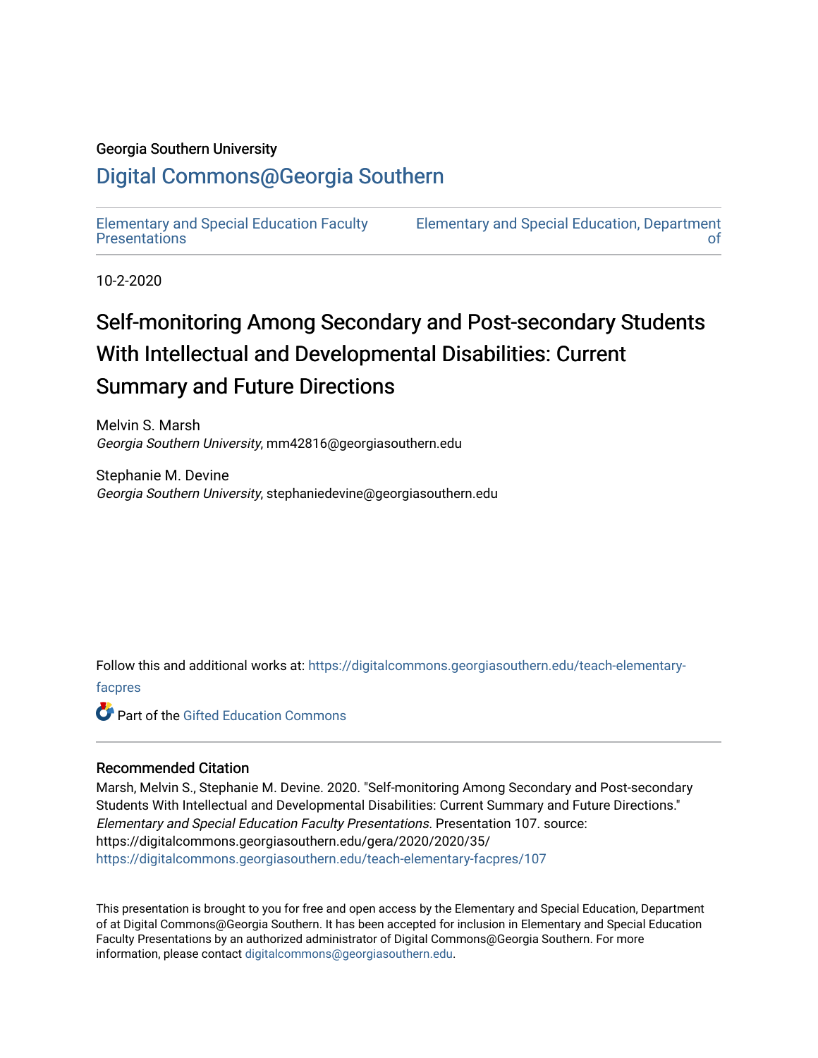Georgia Southern University

## Digital Commons@Georgia Southern

Elementary and Special Education Faculty Presentations

Elementary and Special Education, Department of

10-2-2020

# Self-monitoring Among Secondary and Post-secondary Students With Intellectual and Developmental Disabilities: Current Summary and Future Directions

Melvin S. Marsh
*Georgia Southern University*, mm42816@georgiasouthern.edu

Stephanie M. Devine
*Georgia Southern University*, stephaniedevine@georgiasouthern.edu

Follow this and additional works at: https://digitalcommons.georgiasouthern.edu/teach-elementary-facpres

Part of the Gifted Education Commons

### Recommended Citation

Marsh, Melvin S., Stephanie M. Devine. 2020. "Self-monitoring Among Secondary and Post-secondary Students With Intellectual and Developmental Disabilities: Current Summary and Future Directions." *Elementary and Special Education Faculty Presentations*. Presentation 107. source: https://digitalcommons.georgiasouthern.edu/gera/2020/2020/35/
https://digitalcommons.georgiasouthern.edu/teach-elementary-facpres/107

This presentation is brought to you for free and open access by the Elementary and Special Education, Department of at Digital Commons@Georgia Southern. It has been accepted for inclusion in Elementary and Special Education Faculty Presentations by an authorized administrator of Digital Commons@Georgia Southern. For more information, please contact digitalcommons@georgiasouthern.edu.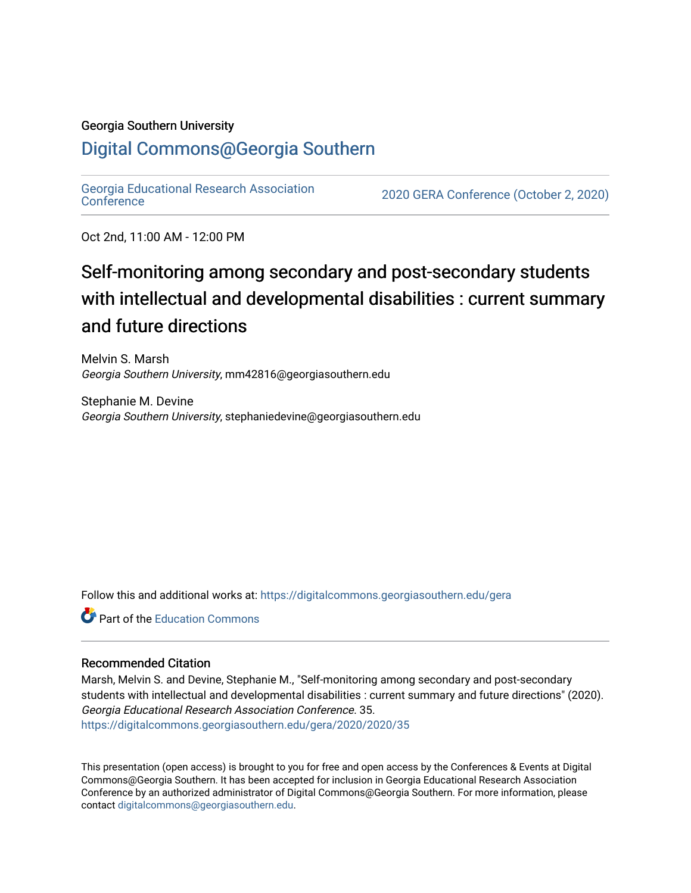Georgia Southern University

# Digital Commons@Georgia Southern

Georgia Educational Research Association Conference | 2020 GERA Conference (October 2, 2020)

Oct 2nd, 11:00 AM - 12:00 PM

# Self-monitoring among secondary and post-secondary students with intellectual and developmental disabilities : current summary and future directions

Melvin S. Marsh
*Georgia Southern University*, mm42816@georgiasouthern.edu

Stephanie M. Devine
*Georgia Southern University*, stephaniedevine@georgiasouthern.edu

Follow this and additional works at: https://digitalcommons.georgiasouthern.edu/gera

Part of the Education Commons

## Recommended Citation

Marsh, Melvin S. and Devine, Stephanie M., "Self-monitoring among secondary and post-secondary students with intellectual and developmental disabilities : current summary and future directions" (2020). *Georgia Educational Research Association Conference*. 35.
https://digitalcommons.georgiasouthern.edu/gera/2020/2020/35

This presentation (open access) is brought to you for free and open access by the Conferences & Events at Digital Commons@Georgia Southern. It has been accepted for inclusion in Georgia Educational Research Association Conference by an authorized administrator of Digital Commons@Georgia Southern. For more information, please contact digitalcommons@georgiasouthern.edu.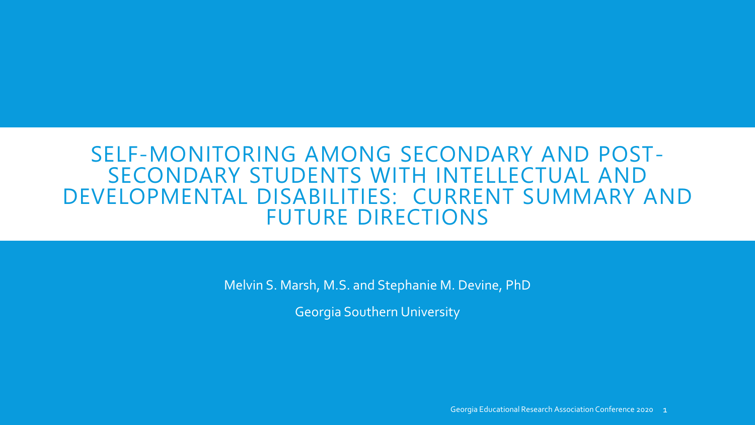# SELF-MONITORING AMONG SECONDARY AND POST-SECONDARY STUDENTS WITH INTELLECTUAL AND DEVELOPMENTAL DISABILITIES: CURRENT SUMMARY AND FUTURE DIRECTIONS

Melvin S. Marsh, M.S. and Stephanie M. Devine, PhD

Georgia Southern University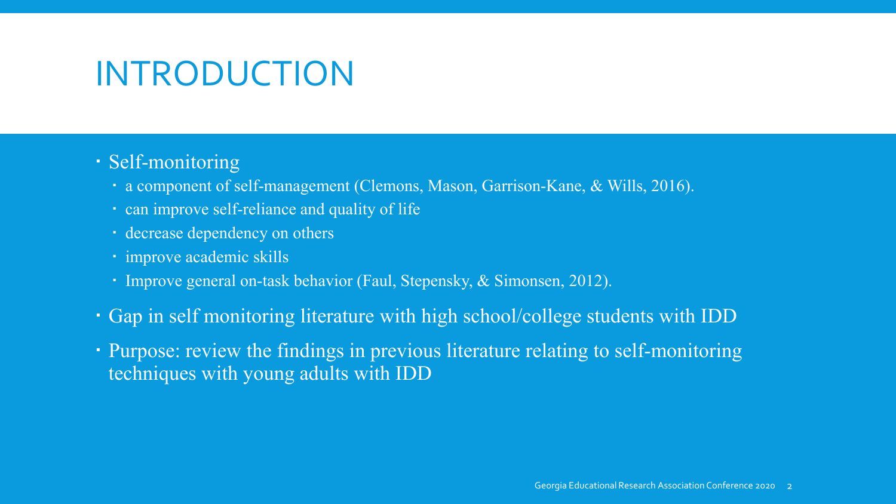# INTRODUCTION

- Self-monitoring
  - a component of self-management (Clemons, Mason, Garrison-Kane, & Wills, 2016).
  - can improve self-reliance and quality of life
  - decrease dependency on others
  - improve academic skills
  - Improve general on-task behavior (Faul, Stepensky, & Simonsen, 2012).
- Gap in self monitoring literature with high school/college students with IDD
- Purpose: review the findings in previous literature relating to self-monitoring techniques with young adults with IDD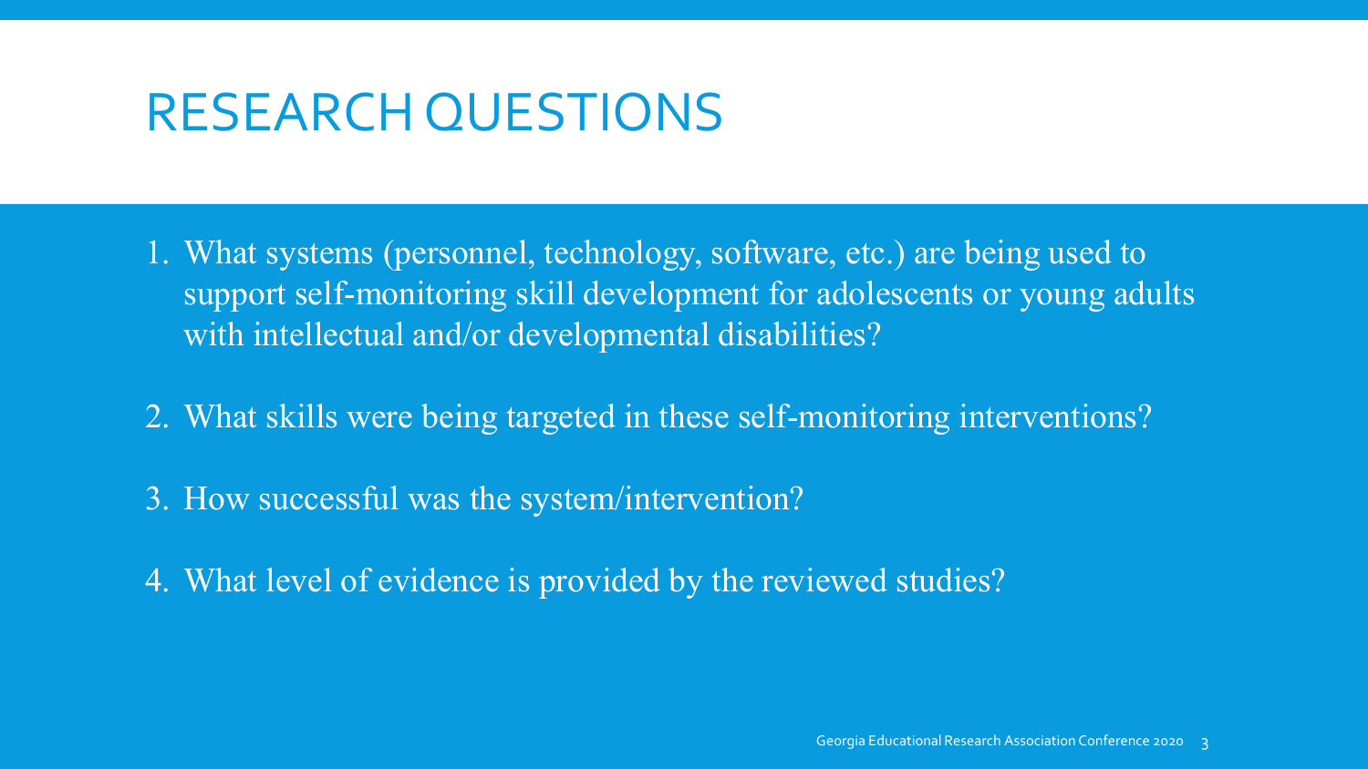# RESEARCH QUESTIONS

1. What systems (personnel, technology, software, etc.) are being used to support self-monitoring skill development for adolescents or young adults with intellectual and/or developmental disabilities?
2. What skills were being targeted in these self-monitoring interventions?
3. How successful was the system/intervention?
4. What level of evidence is provided by the reviewed studies?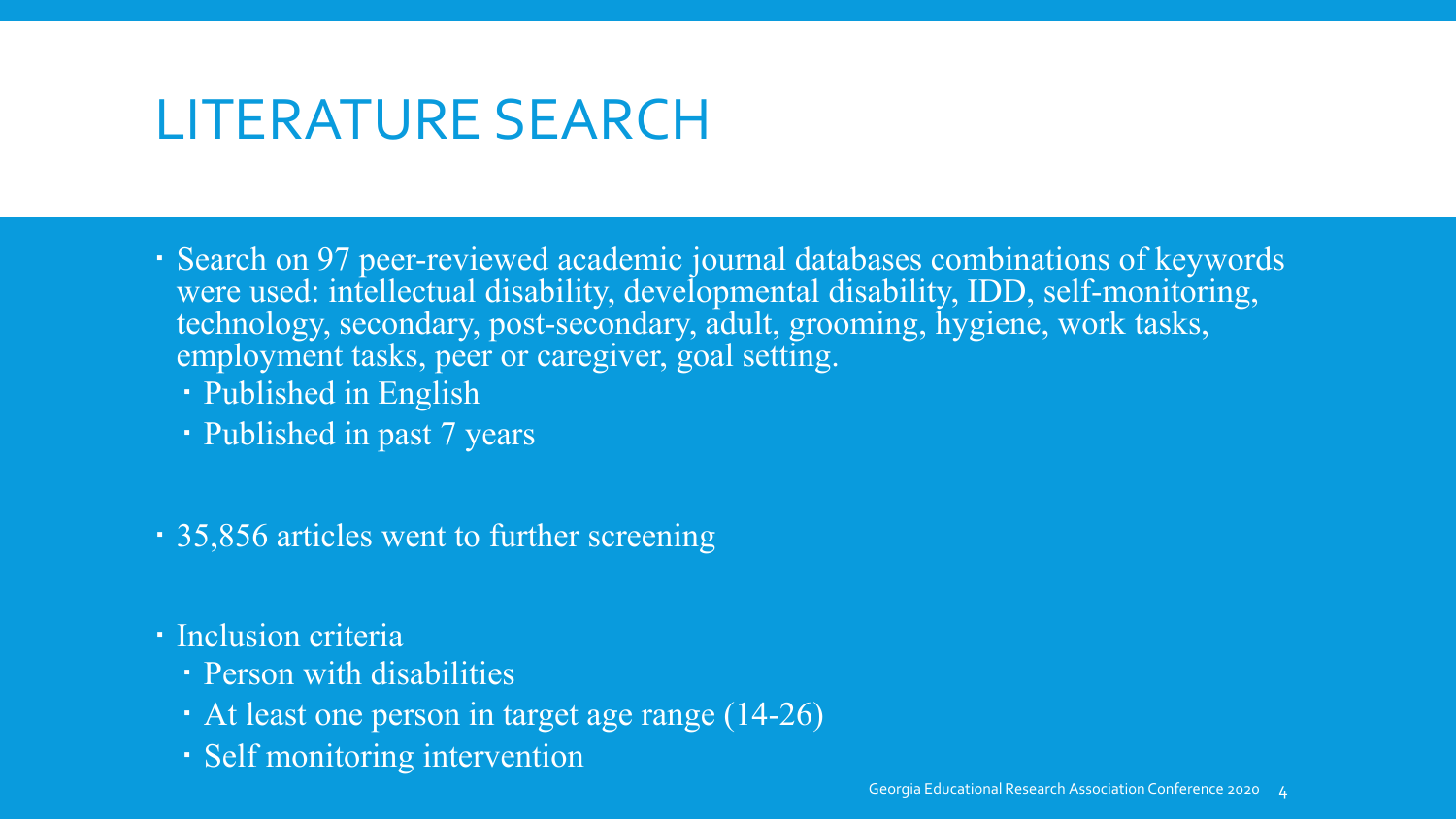# LITERATURE SEARCH

- Search on 97 peer-reviewed academic journal databases combinations of keywords were used: intellectual disability, developmental disability, IDD, self-monitoring, technology, secondary, post-secondary, adult, grooming, hygiene, work tasks, employment tasks, peer or caregiver, goal setting.
  - Published in English
  - Published in past 7 years
- 35,856 articles went to further screening
- Inclusion criteria
  - Person with disabilities
  - At least one person in target age range (14-26)
  - Self monitoring intervention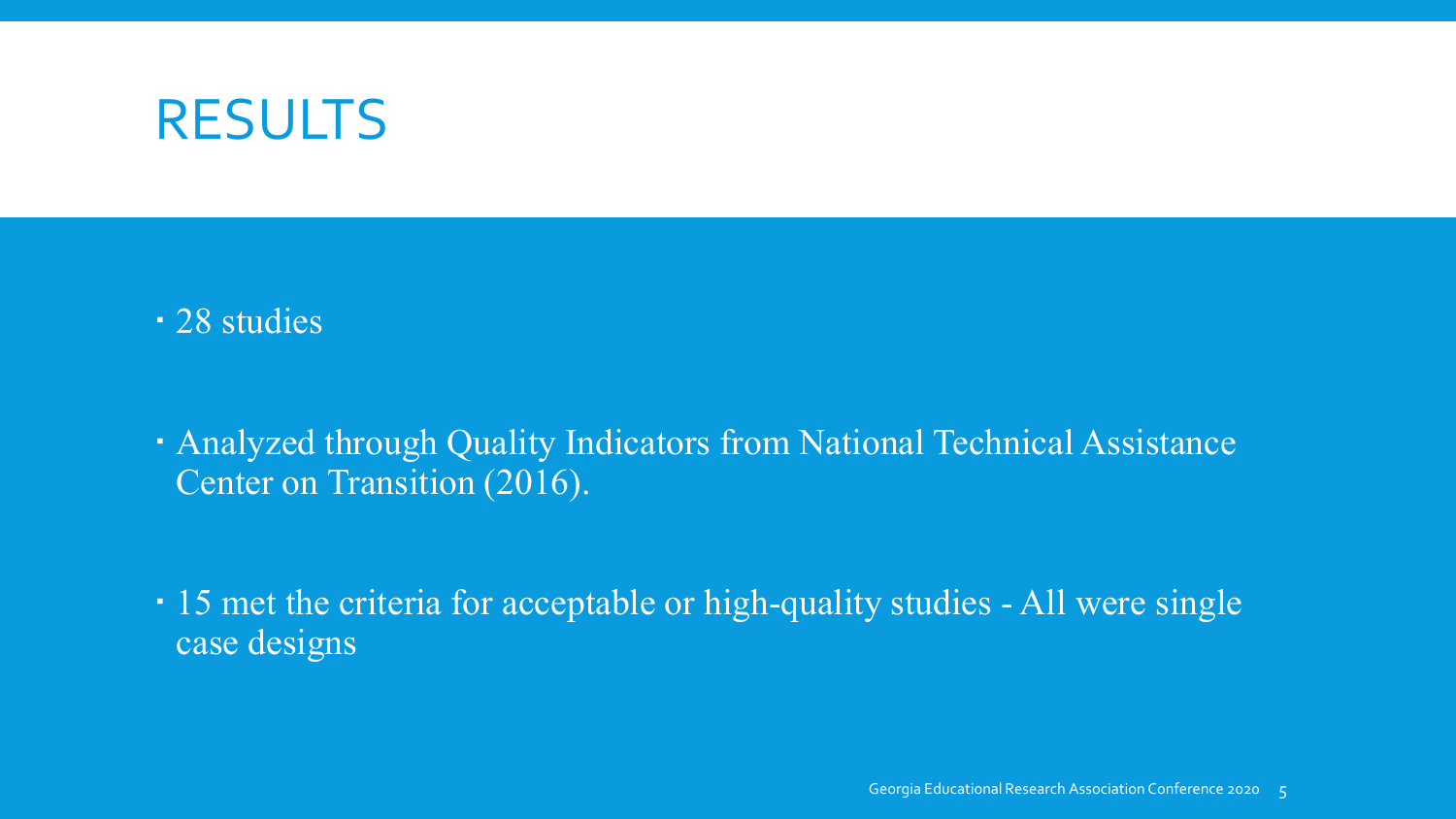# RESULTS

- 28 studies
- Analyzed through Quality Indicators from National Technical Assistance Center on Transition (2016).
- 15 met the criteria for acceptable or high-quality studies - All were single case designs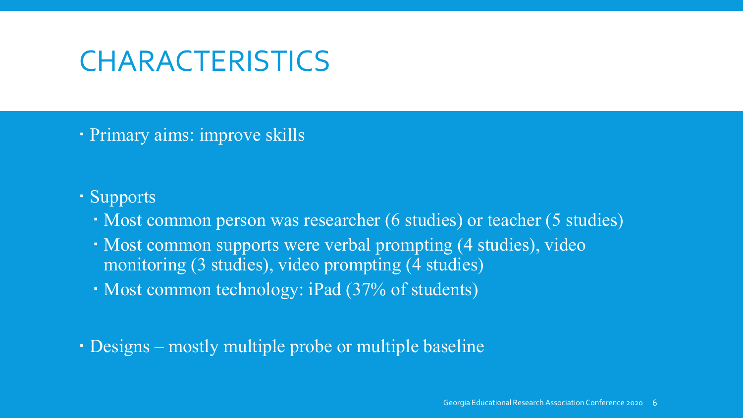# CHARACTERISTICS

- Primary aims: improve skills
- Supports
  - Most common person was researcher (6 studies) or teacher (5 studies)
  - Most common supports were verbal prompting (4 studies), video monitoring (3 studies), video prompting (4 studies)
  - Most common technology: iPad (37% of students)
- Designs – mostly multiple probe or multiple baseline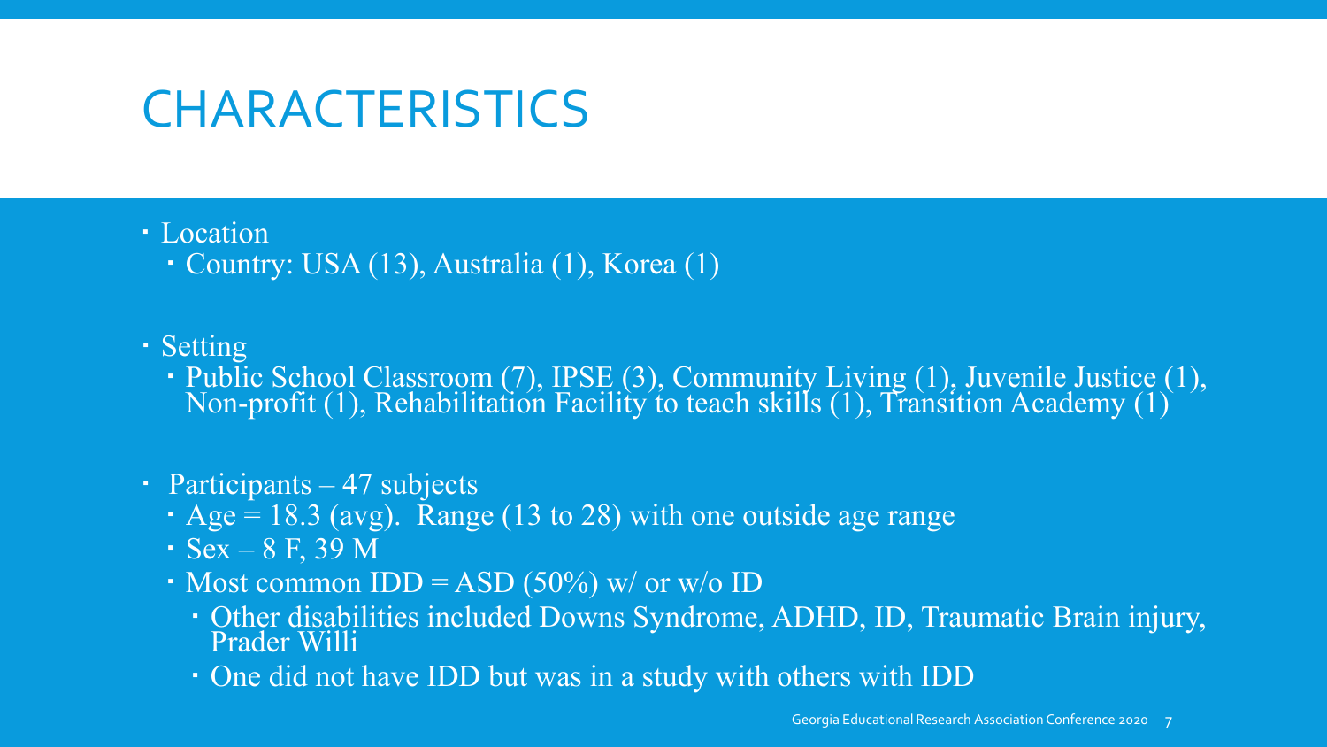# CHARACTERISTICS

- Location
  - Country: USA (13), Australia (1), Korea (1)
- Setting
  - Public School Classroom (7), IPSE (3), Community Living (1), Juvenile Justice (1), Non-profit (1), Rehabilitation Facility to teach skills (1), Transition Academy (1)
- Participants – 47 subjects
  - Age = 18.3 (avg). Range (13 to 28) with one outside age range
  - Sex – 8 F, 39 M
  - Most common IDD = ASD (50%) w/ or w/o ID
    - Other disabilities included Downs Syndrome, ADHD, ID, Traumatic Brain injury, Prader Willi
    - One did not have IDD but was in a study with others with IDD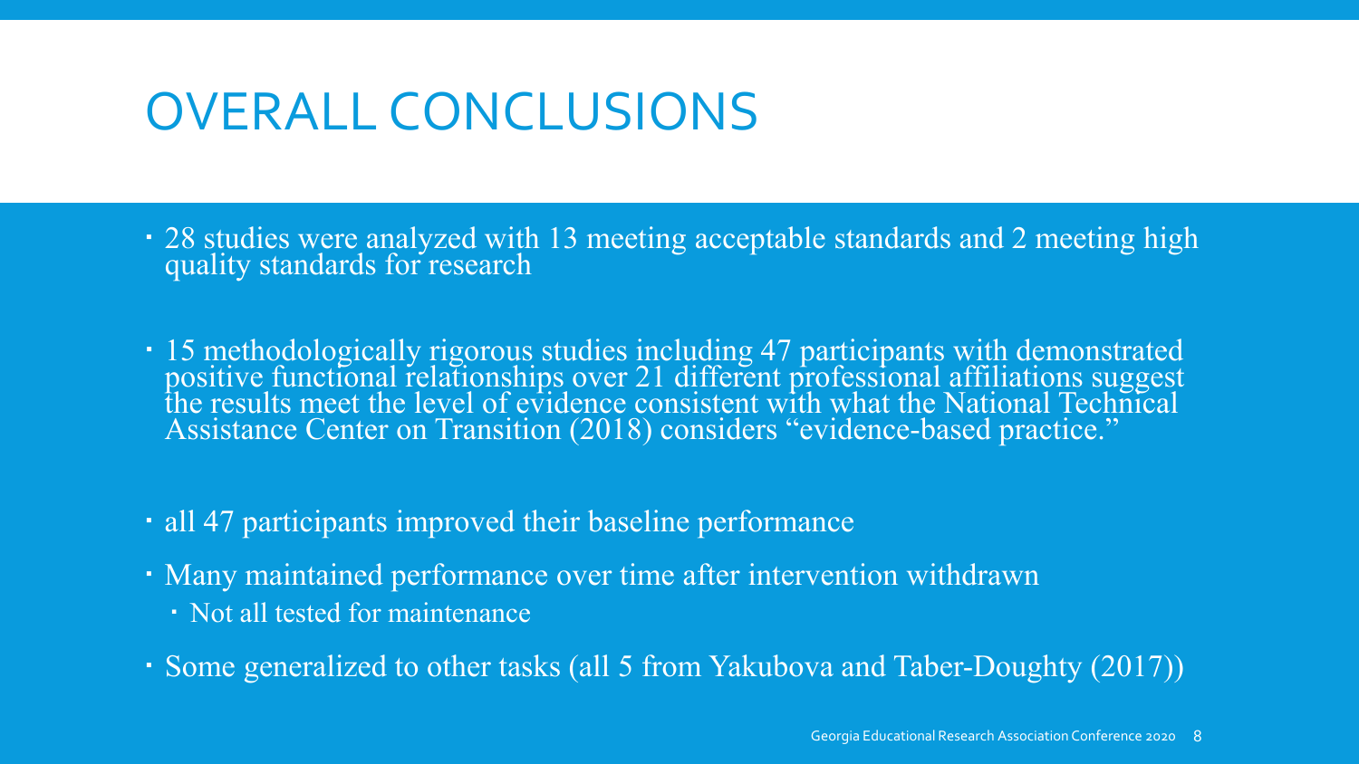# OVERALL CONCLUSIONS

- 28 studies were analyzed with 13 meeting acceptable standards and 2 meeting high quality standards for research
- 15 methodologically rigorous studies including 47 participants with demonstrated positive functional relationships over 21 different professional affiliations suggest the results meet the level of evidence consistent with what the National Technical Assistance Center on Transition (2018) considers "evidence-based practice."
- all 47 participants improved their baseline performance
- Many maintained performance over time after intervention withdrawn
  - Not all tested for maintenance
- Some generalized to other tasks (all 5 from Yakubova and Taber-Doughty (2017))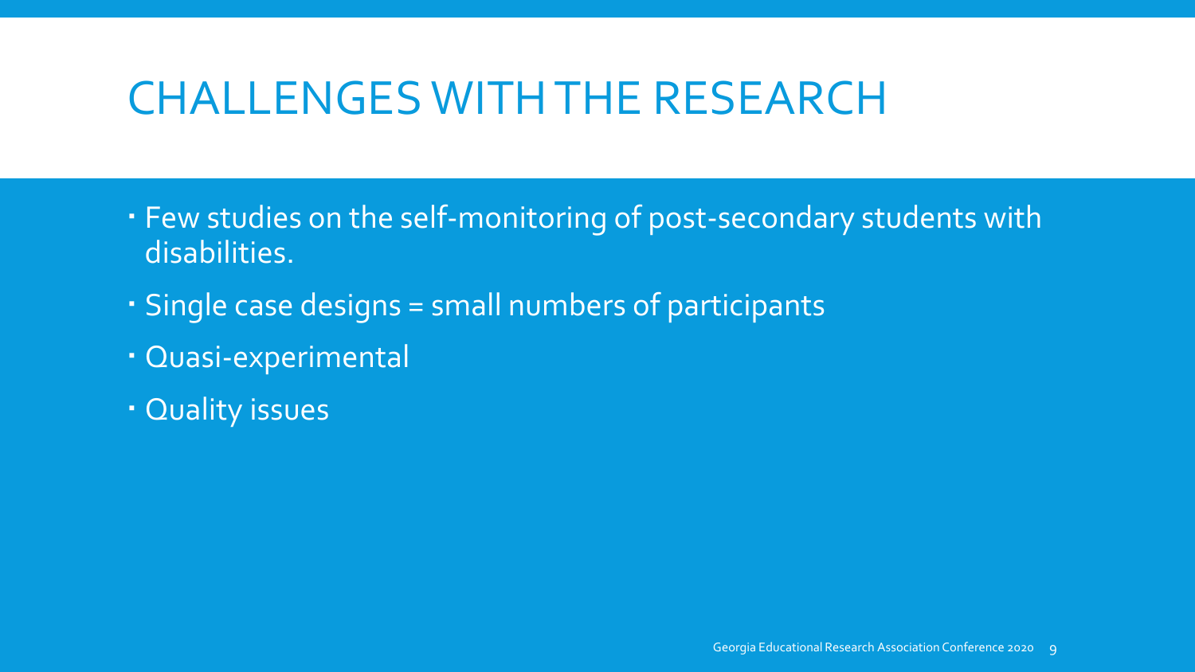# CHALLENGES WITH THE RESEARCH

- Few studies on the self-monitoring of post-secondary students with disabilities.
- Single case designs = small numbers of participants
- Quasi-experimental
- Quality issues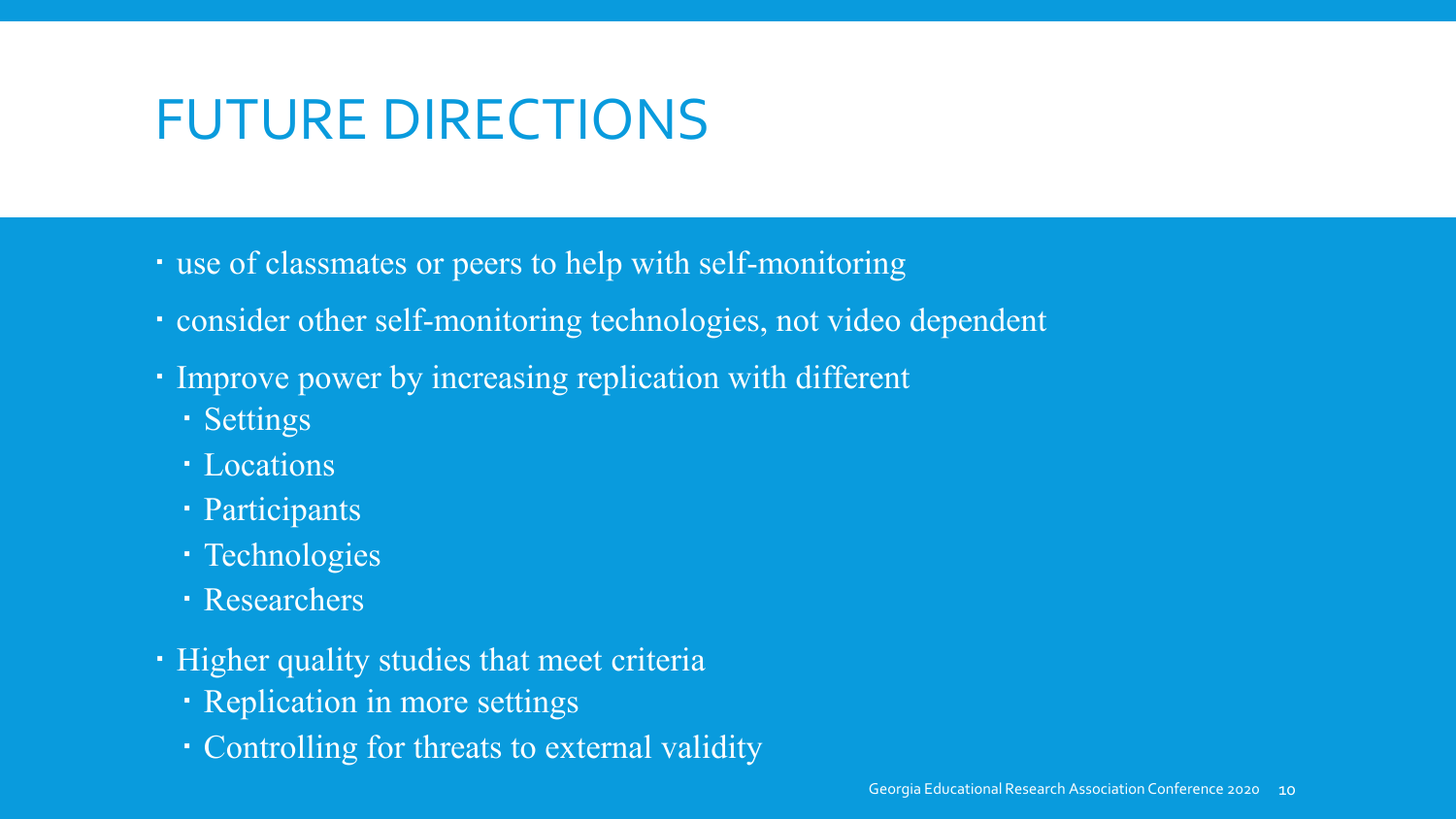# FUTURE DIRECTIONS

- use of classmates or peers to help with self-monitoring
- consider other self-monitoring technologies, not video dependent
- Improve power by increasing replication with different
  - Settings
  - Locations
  - Participants
  - Technologies
  - Researchers
- Higher quality studies that meet criteria
  - Replication in more settings
  - Controlling for threats to external validity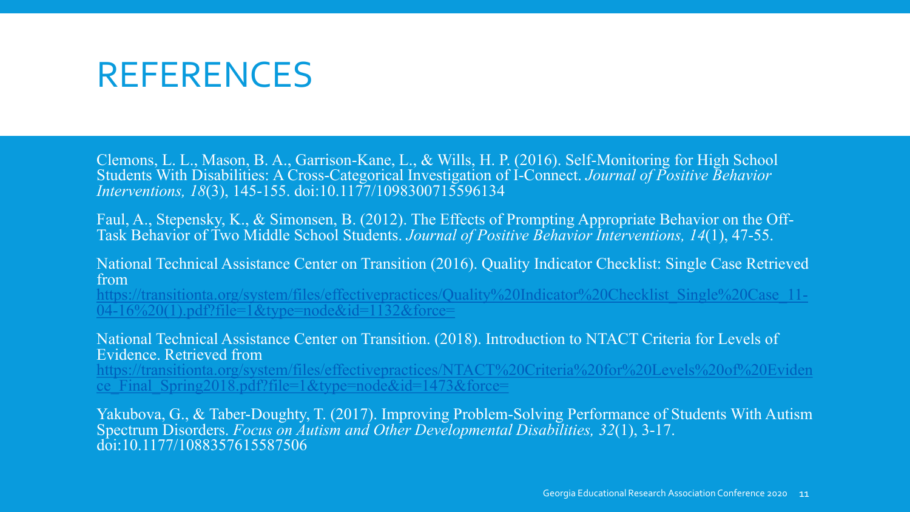# REFERENCES

Clemons, L. L., Mason, B. A., Garrison-Kane, L., & Wills, H. P. (2016). Self-Monitoring for High School Students With Disabilities: A Cross-Categorical Investigation of I-Connect. *Journal of Positive Behavior Interventions, 18*(3), 145-155. doi:10.1177/1098300715596134

Faul, A., Stepensky, K., & Simonsen, B. (2012). The Effects of Prompting Appropriate Behavior on the Off-Task Behavior of Two Middle School Students. *Journal of Positive Behavior Interventions, 14*(1), 47-55.

National Technical Assistance Center on Transition (2016). Quality Indicator Checklist: Single Case Retrieved from https://transitionta.org/system/files/effectivepractices/Quality%20Indicator%20Checklist_Single%20Case_11-04-16%20(1).pdf?file=1&type=node&id=1132&force=

National Technical Assistance Center on Transition. (2018). Introduction to NTACT Criteria for Levels of Evidence. Retrieved from https://transitionta.org/system/files/effectivepractices/NTACT%20Criteria%20for%20Levels%20of%20Evidence_Final_Spring2018.pdf?file=1&type=node&id=1473&force=

Yakubova, G., & Taber-Doughty, T. (2017). Improving Problem-Solving Performance of Students With Autism Spectrum Disorders. *Focus on Autism and Other Developmental Disabilities, 32*(1), 3-17. doi:10.1177/1088357615587506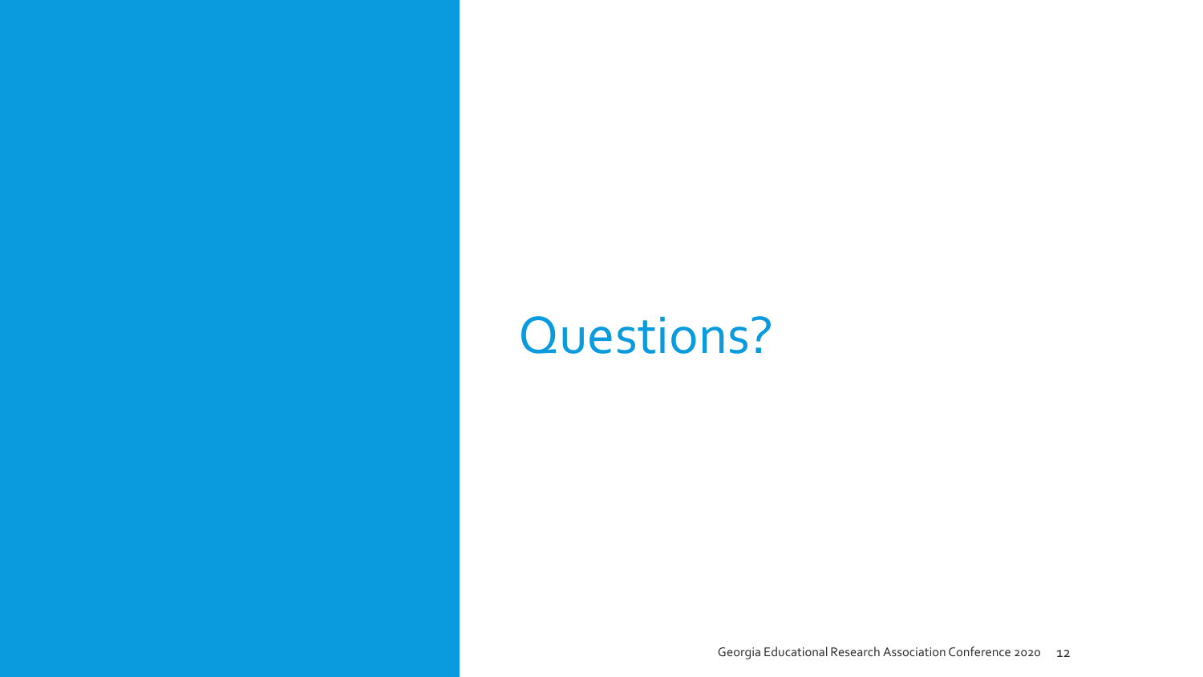# Questions?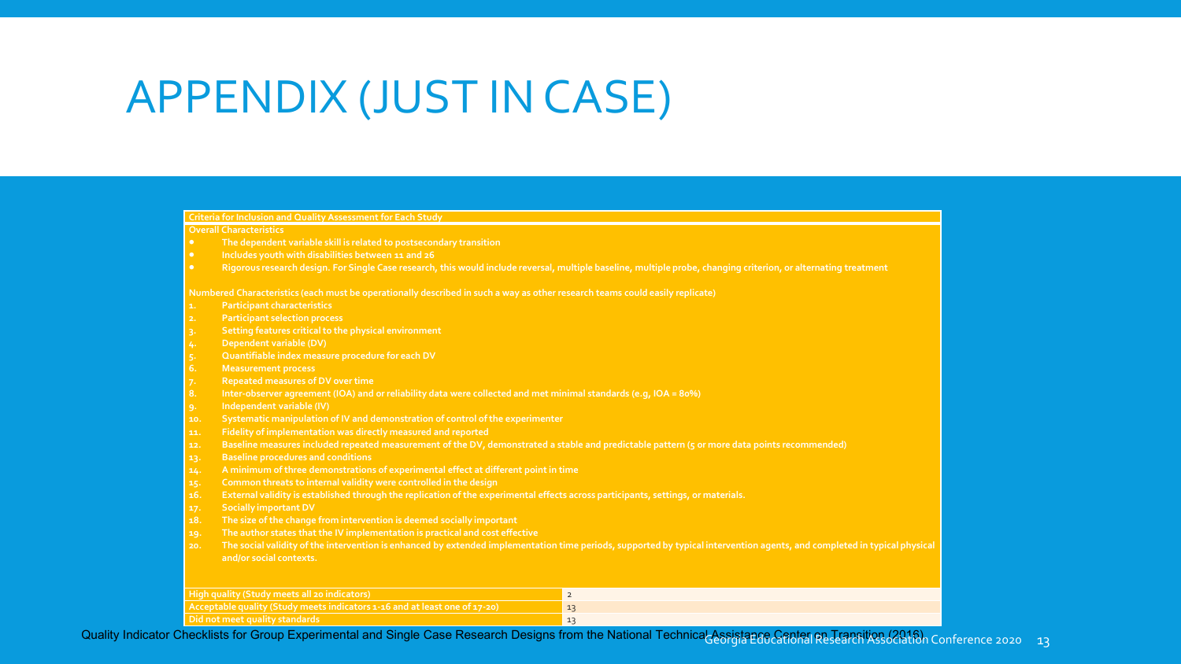# APPENDIX (JUST IN CASE)

**Criteria for Inclusion and Quality Assessment for Each Study**

**Overall Characteristics**

- The dependent variable skill is related to postsecondary transition
- Includes youth with disabilities between 11 and 26
- Rigorous research design. For Single Case research, this would include reversal, multiple baseline, multiple probe, changing criterion, or alternating treatment

**Numbered Characteristics (each must be operationally described in such a way as other research teams could easily replicate)**

1. Participant characteristics
2. Participant selection process
3. Setting features critical to the physical environment
4. Dependent variable (DV)
5. Quantifiable index measure procedure for each DV
6. Measurement process
7. Repeated measures of DV over time
8. Inter-observer agreement (IOA) and or reliability data were collected and met minimal standards (e.g, IOA = 80%)
9. Independent variable (IV)
10. Systematic manipulation of IV and demonstration of control of the experimenter
11. Fidelity of implementation was directly measured and reported
12. Baseline measures included repeated measurement of the DV, demonstrated a stable and predictable pattern (5 or more data points recommended)
13. Baseline procedures and conditions
14. A minimum of three demonstrations of experimental effect at different point in time
15. Common threats to internal validity were controlled in the design
16. External validity is established through the replication of the experimental effects across participants, settings, or materials.
17. Socially important DV
18. The size of the change from intervention is deemed socially important
19. The author states that the IV implementation is practical and cost effective
20. The social validity of the intervention is enhanced by extended implementation time periods, supported by typical intervention agents, and completed in typical physical and/or social contexts.

| | |
|---|---|
| High quality (Study meets all 20 indicators) | 2 |
| Acceptable quality (Study meets indicators 1-16 and at least one of 17-20) | 13 |
| Did not meet quality standards | 13 |

Quality Indicator Checklists for Group Experimental and Single Case Research Designs from the National Technical Assistance Center on Transition (2016)